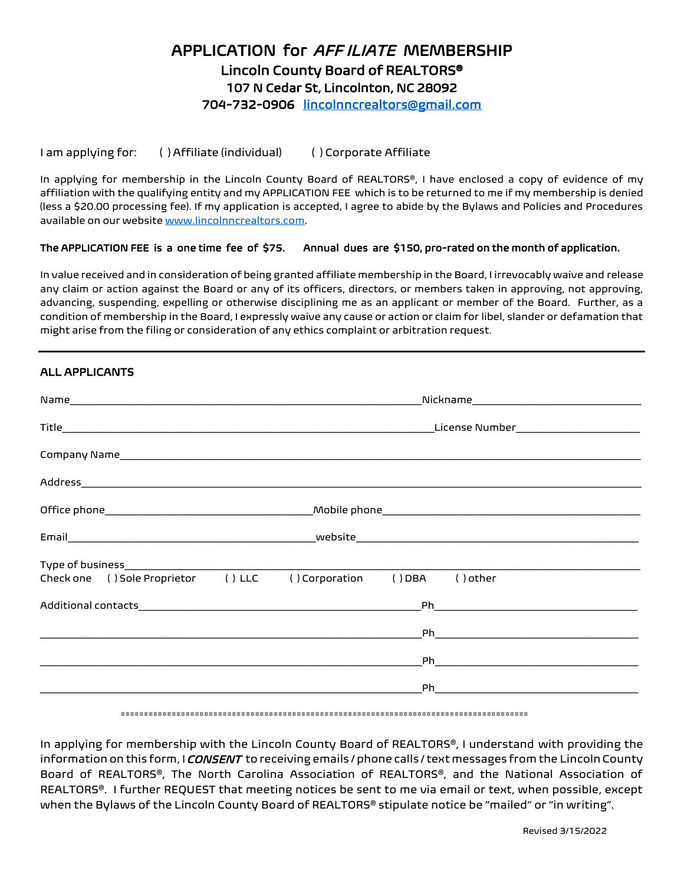# APPLICATION for *AFFILIATE* MEMBERSHIP

## Lincoln County Board of REALTORS®

### 107 N Cedar St, Lincolnton, NC 28092

### 704-732-0906 [lincolnncrealtors@gmail.com](mailto:lincolnncrealtors@gmail.com)

I am applying for: ( ) Affiliate (individual) ( ) Corporate Affiliate

In applying for membership in the Lincoln County Board of REALTORS®, I have enclosed a copy of evidence of my affiliation with the qualifying entity and my APPLICATION FEE which is to be returned to me if my membership is denied (less a $20.00 processing fee). If my application is accepted, I agree to abide by the Bylaws and Policies and Procedures available on our website [www.lincolnncrealtors.com](http://www.lincolnncrealtors.com).

**The APPLICATION FEE is a one time fee of $75. Annual dues are $150, pro-rated on the month of application.**

In value received and in consideration of being granted affiliate membership in the Board, I irrevocably waive and release any claim or action against the Board or any of its officers, directors, or members taken in approving, not approving, advancing, suspending, expelling or otherwise disciplining me as an applicant or member of the Board. Further, as a condition of membership in the Board, I expressly waive any cause or action or claim for libel, slander or defamation that might arise from the filing or consideration of any ethics complaint or arbitration request.

---

**ALL APPLICANTS**

Name_______________________________________________ Nickname______________________

Title________________________________________________ License Number__________________

Company Name_____________________________________________________________________

Address___________________________________________________________________________

Office phone_____________________________ Mobile phone______________________________

Email________________________________ website_____________________________________

Type of business___________________________________________________________________

Check one ( ) Sole Proprietor ( ) LLC ( ) Corporation ( ) DBA ( ) other

Additional contacts________________________________________ Ph_________________________

___________________________________________________ Ph_________________________

___________________________________________________ Ph_________________________

___________________________________________________ Ph_________________________

\*\*\*\*\*\*\*\*\*\*\*\*\*\*\*\*\*\*\*\*\*\*\*\*\*\*\*\*\*\*\*\*\*\*\*\*\*\*\*\*\*\*\*\*\*\*\*\*\*\*\*\*\*\*\*\*\*\*\*\*\*\*\*\*\*\*\*\*\*\*\*\*\*\*\*\*\*\*\*\*\*\*\*\*\*\*\*\*\*\*

In applying for membership with the Lincoln County Board of REALTORS®, I understand with providing the information on this form, I ***CONSENT*** to receiving emails / phone calls / text messages from the Lincoln County Board of REALTORS®, The North Carolina Association of REALTORS®, and the National Association of REALTORS®. I further REQUEST that meeting notices be sent to me via email or text, when possible, except when the Bylaws of the Lincoln County Board of REALTORS® stipulate notice be "mailed" or "in writing".

Revised 3/15/2022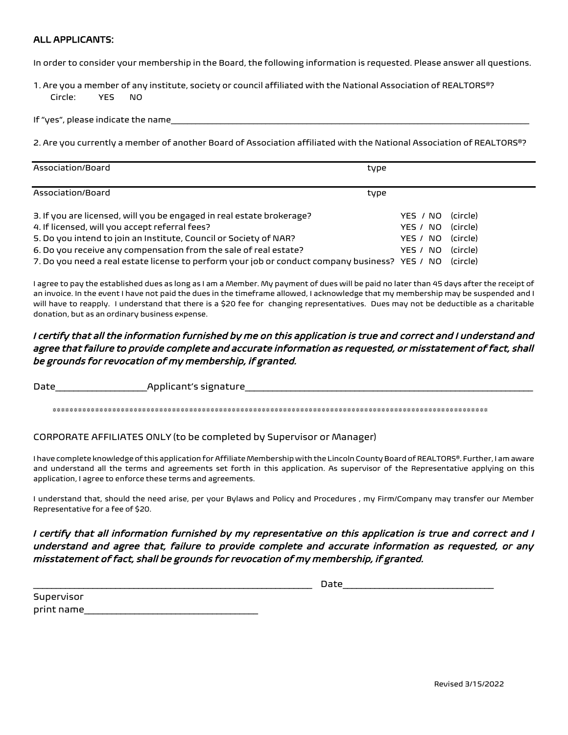**ALL APPLICANTS:**

In order to consider your membership in the Board, the following information is requested. Please answer all questions.

1. Are you a member of any institute, society or council affiliated with the National Association of REALTORS®?
   Circle: YES NO

If "yes", please indicate the name_______________________________________________

2. Are you currently a member of another Board of Association affiliated with the National Association of REALTORS®?

| | |
|---|---|
| Association/Board | type |
| Association/Board | type |

3. If you are licensed, will you be engaged in real estate brokerage? YES / NO (circle)
4. If licensed, will you accept referral fees? YES / NO (circle)
5. Do you intend to join an Institute, Council or Society of NAR? YES / NO (circle)
6. Do you receive any compensation from the sale of real estate? YES / NO (circle)
7. Do you need a real estate license to perform your job or conduct company business? YES / NO (circle)

I agree to pay the established dues as long as I am a Member. My payment of dues will be paid no later than 45 days after the receipt of an invoice. In the event I have not paid the dues in the timeframe allowed, I acknowledge that my membership may be suspended and I will have to reapply. I understand that there is a $20 fee for changing representatives. Dues may not be deductible as a charitable donation, but as an ordinary business expense.

***I certify that all the information furnished by me on this application is true and correct and I understand and agree that failure to provide complete and accurate information as requested, or misstatement of fact, shall be grounds for revocation of my membership, if granted.***

Date_______________Applicant's signature_______________________________________________

\*\*\*\*\*\*\*\*\*\*\*\*\*\*\*\*\*\*\*\*\*\*\*\*\*\*\*\*\*\*\*\*\*\*\*\*\*\*\*\*\*\*\*\*\*\*\*\*\*\*\*\*\*\*\*\*\*\*\*\*\*\*\*\*\*\*\*\*\*\*\*\*\*\*\*\*\*\*\*\*\*\*\*\*\*\*\*\*\*\*\*\*\*\*\*\*\*\*\*\*\*\*\*\*\*\*\*\*\*\*\*\*\*\*\*\*

CORPORATE AFFILIATES ONLY (to be completed by Supervisor or Manager)

I have complete knowledge of this application for Affiliate Membership with the Lincoln County Board of REALTORS®. Further, I am aware and understand all the terms and agreements set forth in this application. As supervisor of the Representative applying on this application, I agree to enforce these terms and agreements.

I understand that, should the need arise, per your Bylaws and Policy and Procedures , my Firm/Company may transfer our Member Representative for a fee of $20.

***I certify that all information furnished by my representative on this application is true and correct and I understand and agree that, failure to provide complete and accurate information as requested, or any misstatement of fact, shall be grounds for revocation of my membership, if granted.***

_______________________________________________ Date_______________________

Supervisor
print name___________________________

Revised 3/15/2022